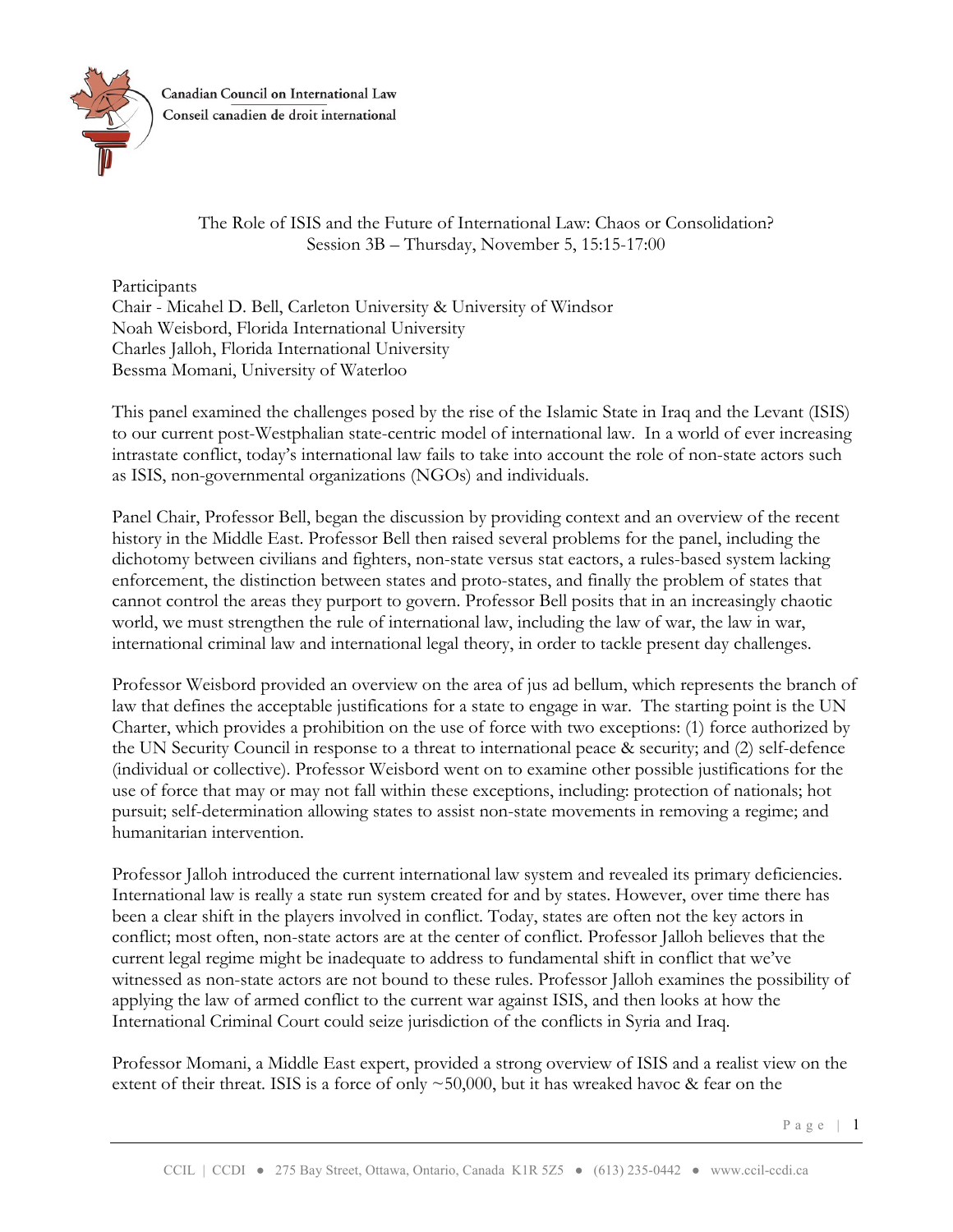Canadian Council on International Law
Conseil canadien de droit international

The Role of ISIS and the Future of International Law: Chaos or Consolidation?
Session 3B – Thursday, November 5, 15:15-17:00

Participants
Chair - Micahel D. Bell, Carleton University & University of Windsor
Noah Weisbord, Florida International University
Charles Jalloh, Florida International University
Bessma Momani, University of Waterloo

This panel examined the challenges posed by the rise of the Islamic State in Iraq and the Levant (ISIS) to our current post-Westphalian state-centric model of international law. In a world of ever increasing intrastate conflict, today's international law fails to take into account the role of non-state actors such as ISIS, non-governmental organizations (NGOs) and individuals.

Panel Chair, Professor Bell, began the discussion by providing context and an overview of the recent history in the Middle East. Professor Bell then raised several problems for the panel, including the dichotomy between civilians and fighters, non-state versus stat eactors, a rules-based system lacking enforcement, the distinction between states and proto-states, and finally the problem of states that cannot control the areas they purport to govern. Professor Bell posits that in an increasingly chaotic world, we must strengthen the rule of international law, including the law of war, the law in war, international criminal law and international legal theory, in order to tackle present day challenges.

Professor Weisbord provided an overview on the area of jus ad bellum, which represents the branch of law that defines the acceptable justifications for a state to engage in war. The starting point is the UN Charter, which provides a prohibition on the use of force with two exceptions: (1) force authorized by the UN Security Council in response to a threat to international peace & security; and (2) self-defence (individual or collective). Professor Weisbord went on to examine other possible justifications for the use of force that may or may not fall within these exceptions, including: protection of nationals; hot pursuit; self-determination allowing states to assist non-state movements in removing a regime; and humanitarian intervention.

Professor Jalloh introduced the current international law system and revealed its primary deficiencies. International law is really a state run system created for and by states. However, over time there has been a clear shift in the players involved in conflict. Today, states are often not the key actors in conflict; most often, non-state actors are at the center of conflict. Professor Jalloh believes that the current legal regime might be inadequate to address to fundamental shift in conflict that we've witnessed as non-state actors are not bound to these rules. Professor Jalloh examines the possibility of applying the law of armed conflict to the current war against ISIS, and then looks at how the International Criminal Court could seize jurisdiction of the conflicts in Syria and Iraq.

Professor Momani, a Middle East expert, provided a strong overview of ISIS and a realist view on the extent of their threat. ISIS is a force of only ~50,000, but it has wreaked havoc & fear on the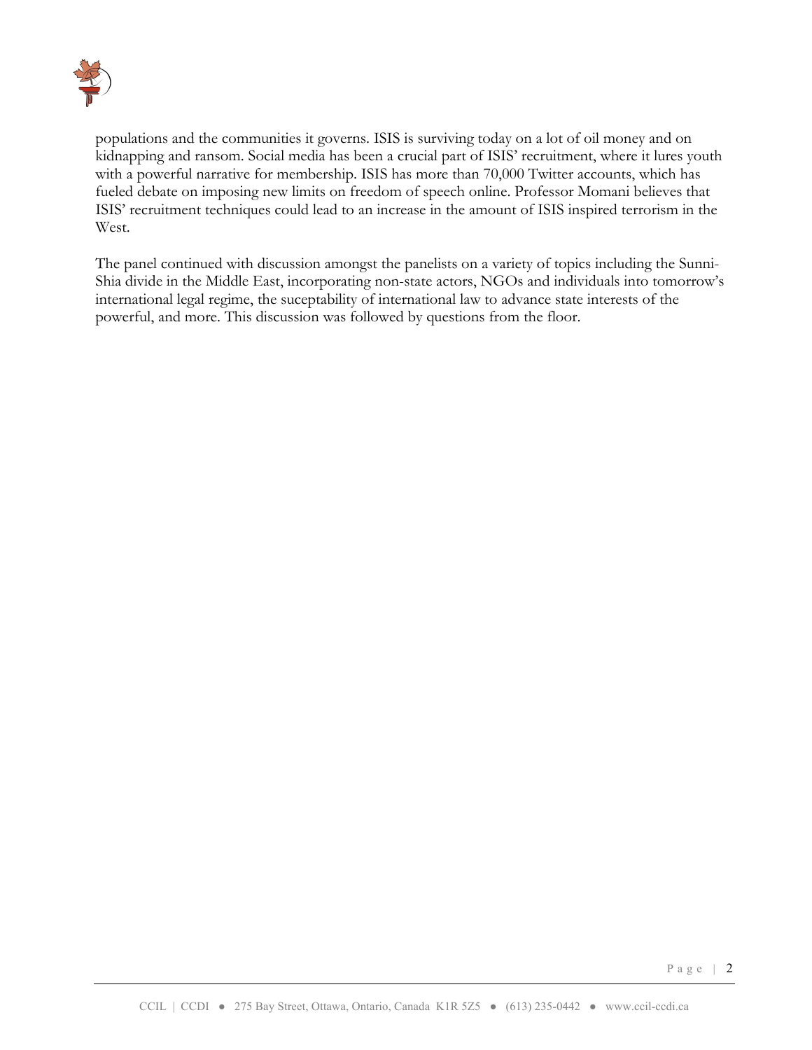populations and the communities it governs. ISIS is surviving today on a lot of oil money and on kidnapping and ransom. Social media has been a crucial part of ISIS' recruitment, where it lures youth with a powerful narrative for membership. ISIS has more than 70,000 Twitter accounts, which has fueled debate on imposing new limits on freedom of speech online. Professor Momani believes that ISIS' recruitment techniques could lead to an increase in the amount of ISIS inspired terrorism in the West.

The panel continued with discussion amongst the panelists on a variety of topics including the Sunni-Shia divide in the Middle East, incorporating non-state actors, NGOs and individuals into tomorrow's international legal regime, the suceptability of international law to advance state interests of the powerful, and more. This discussion was followed by questions from the floor.